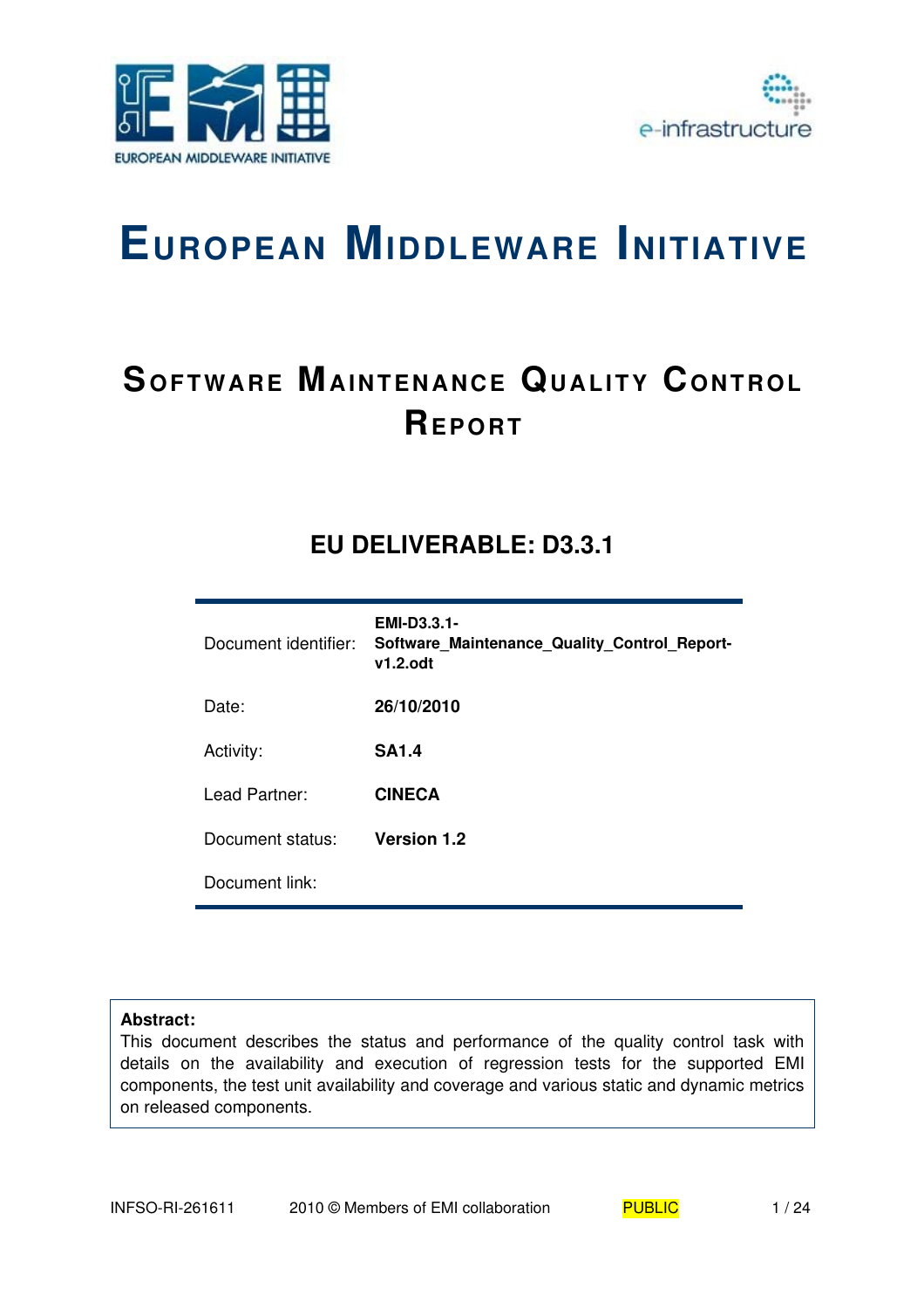# EUROPEAN MIDDLEWARE INITIATIVE

## SOFTWARE MAINTENANCE QUALITY CONTROL REPORT

### EU DELIVERABLE: D3.3.1

| | |
|---|---|
| Document identifier: | **EMI-D3.3.1-Software_Maintenance_Quality_Control_Report-v1.2.odt** |
| Date: | **26/10/2010** |
| Activity: | **SA1.4** |
| Lead Partner: | **CINECA** |
| Document status: | **Version 1.2** |
| Document link: | |

**Abstract:**
This document describes the status and performance of the quality control task with details on the availability and execution of regression tests for the supported EMI components, the test unit availability and coverage and various static and dynamic metrics on released components.

INFSO-RI-261611 2010 © Members of EMI collaboration PUBLIC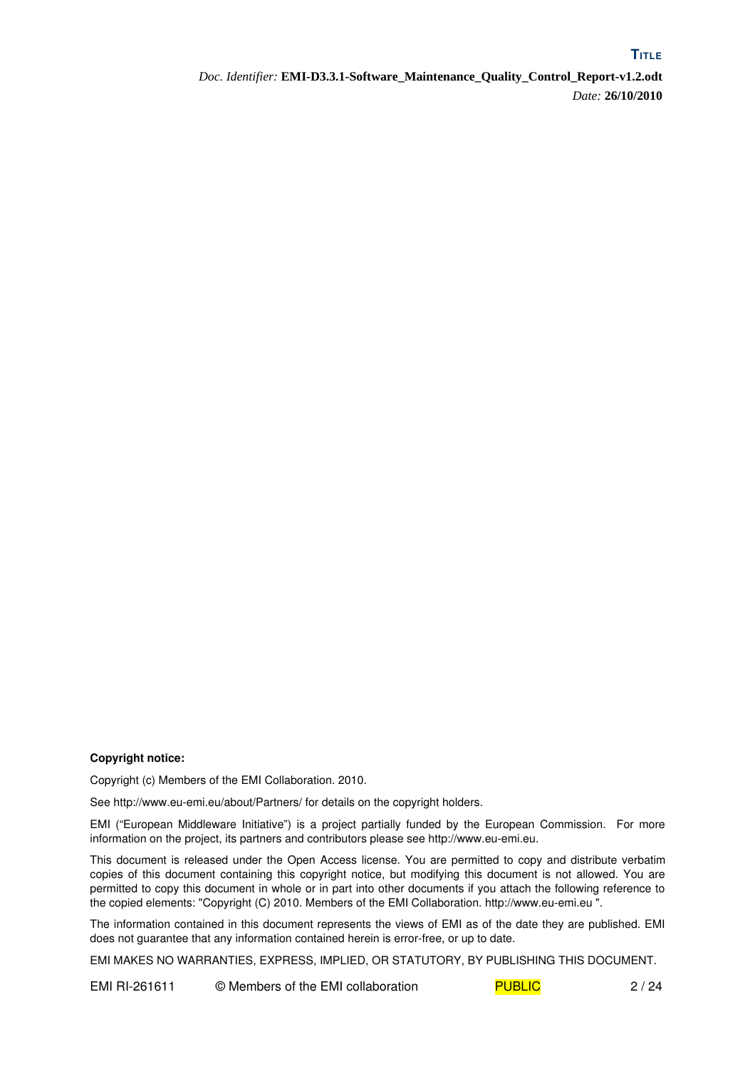**Copyright notice:**

Copyright (c) Members of the EMI Collaboration. 2010.

See http://www.eu-emi.eu/about/Partners/ for details on the copyright holders.

EMI ("European Middleware Initiative") is a project partially funded by the European Commission. For more information on the project, its partners and contributors please see http://www.eu-emi.eu.

This document is released under the Open Access license. You are permitted to copy and distribute verbatim copies of this document containing this copyright notice, but modifying this document is not allowed. You are permitted to copy this document in whole or in part into other documents if you attach the following reference to the copied elements: "Copyright (C) 2010. Members of the EMI Collaboration. http://www.eu-emi.eu ".

The information contained in this document represents the views of EMI as of the date they are published. EMI does not guarantee that any information contained herein is error-free, or up to date.

EMI MAKES NO WARRANTIES, EXPRESS, IMPLIED, OR STATUTORY, BY PUBLISHING THIS DOCUMENT.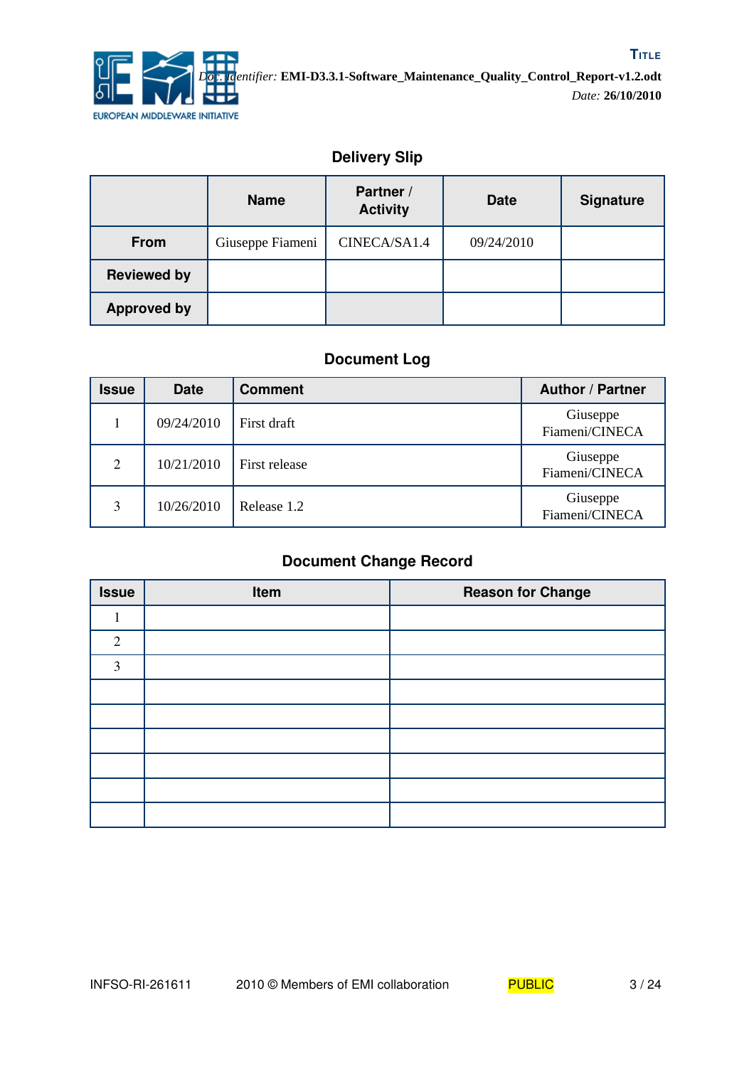## Delivery Slip

| | Name | Partner / Activity | Date | Signature |
|---|---|---|---|---|
| **From** | Giuseppe Fiameni | CINECA/SA1.4 | 09/24/2010 | |
| **Reviewed by** | | | | |
| **Approved by** | | | | |

## Document Log

| Issue | Date | Comment | Author / Partner |
|---|---|---|---|
| 1 | 09/24/2010 | First draft | Giuseppe Fiameni/CINECA |
| 2 | 10/21/2010 | First release | Giuseppe Fiameni/CINECA |
| 3 | 10/26/2010 | Release 1.2 | Giuseppe Fiameni/CINECA |

## Document Change Record

| Issue | Item | Reason for Change |
|---|---|---|
| 1 | | |
| 2 | | |
| 3 | | |
| | | |
| | | |
| | | |
| | | |
| | | |
| | | |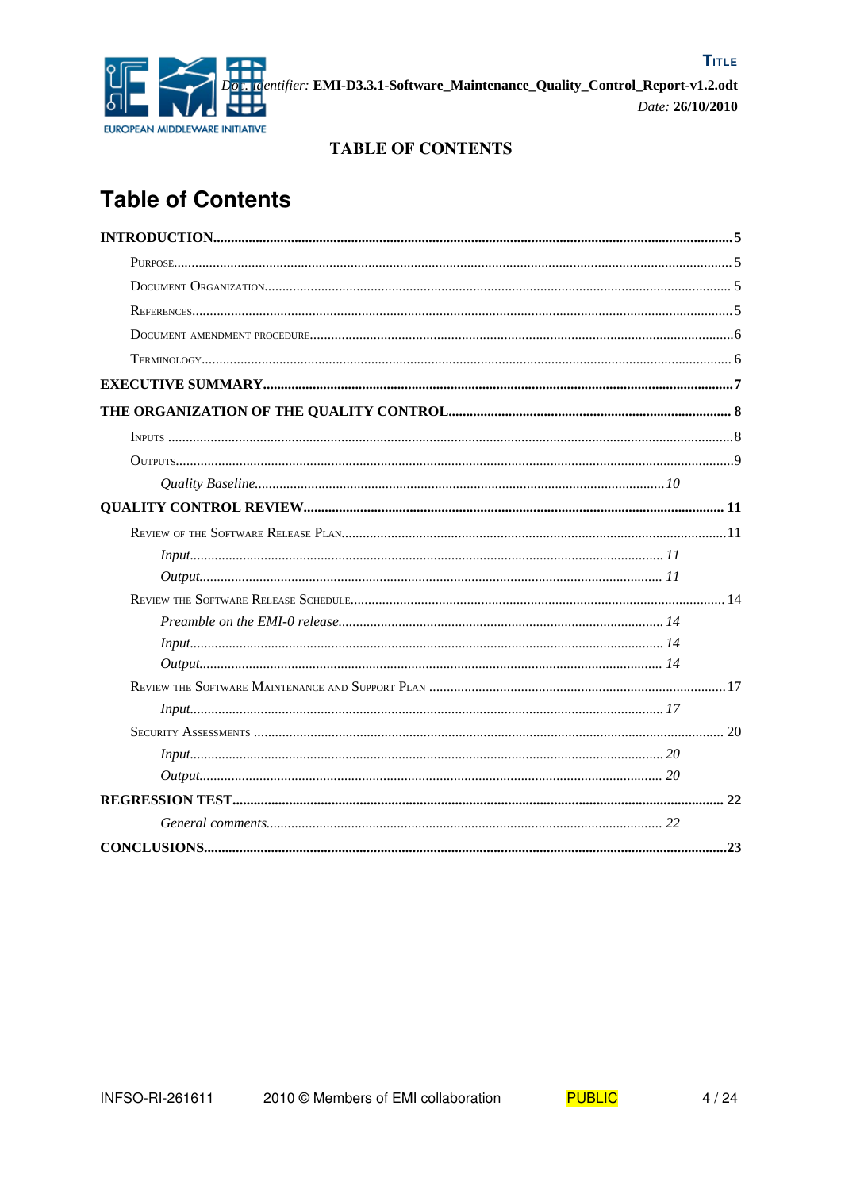# Table of Contents

**INTRODUCTION** ..... **5**

- Purpose ..... 5
- Document Organization ..... 5
- References ..... 5
- Document amendment procedure ..... 6
- Terminology ..... 6

**EXECUTIVE SUMMARY** ..... **7**

**THE ORGANIZATION OF THE QUALITY CONTROL** ..... **8**

- Inputs ..... 8
- Outputs ..... 9
  - *Quality Baseline* ..... *10*

**QUALITY CONTROL REVIEW** ..... **11**

- Review of the Software Release Plan ..... 11
  - *Input* ..... *11*
  - *Output* ..... *11*
- Review the Software Release Schedule ..... 14
  - *Preamble on the EMI-0 release* ..... *14*
  - *Input* ..... *14*
  - *Output* ..... *14*
- Review the Software Maintenance and Support Plan ..... 17
  - *Input* ..... *17*
- Security Assessments ..... 20
  - *Input* ..... *20*
  - *Output* ..... *20*

**REGRESSION TEST** ..... **22**

- *General comments* ..... *22*

**CONCLUSIONS** ..... **23**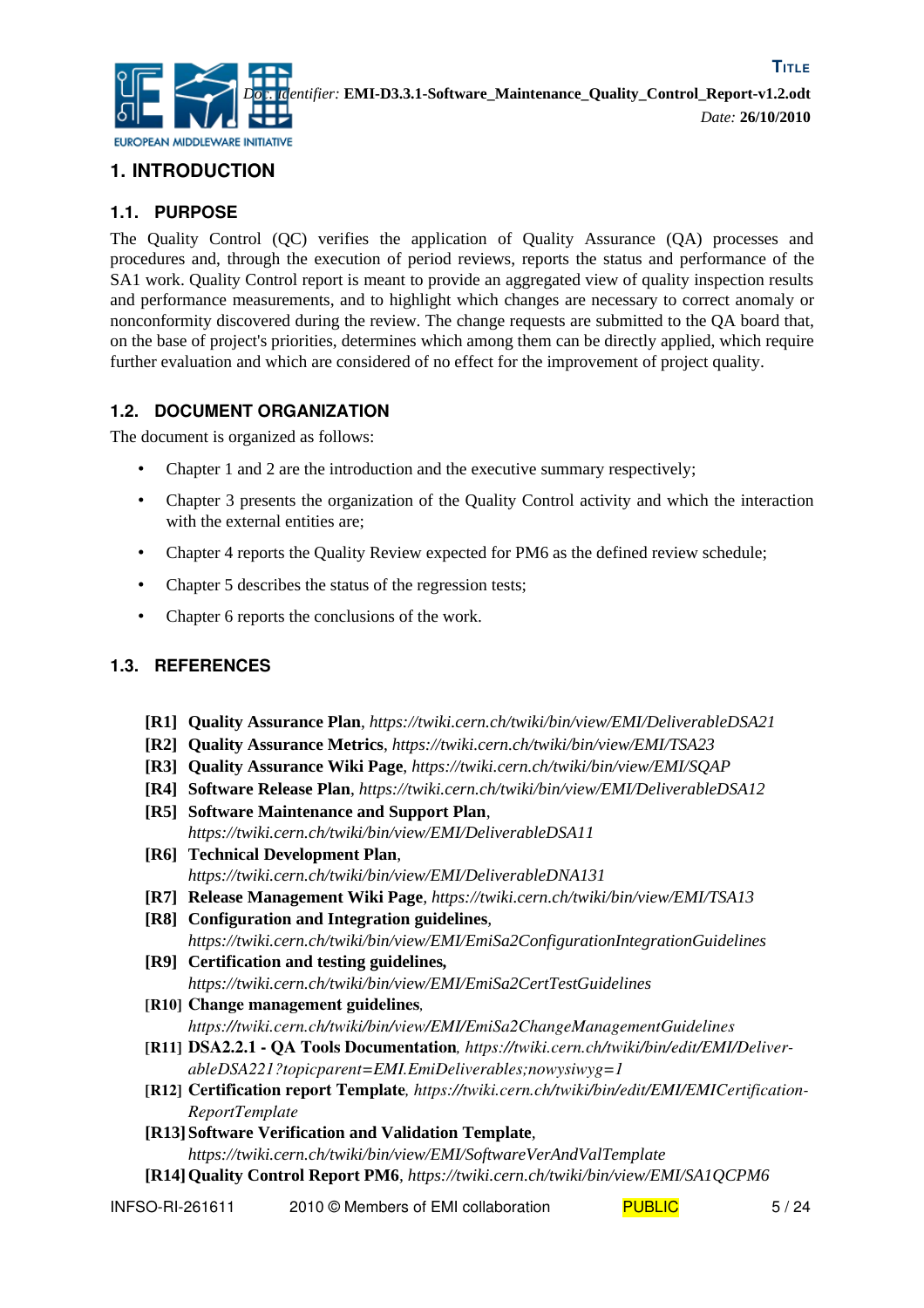# 1. INTRODUCTION

## 1.1. PURPOSE

The Quality Control (QC) verifies the application of Quality Assurance (QA) processes and procedures and, through the execution of period reviews, reports the status and performance of the SA1 work. Quality Control report is meant to provide an aggregated view of quality inspection results and performance measurements, and to highlight which changes are necessary to correct anomaly or nonconformity discovered during the review. The change requests are submitted to the QA board that, on the base of project's priorities, determines which among them can be directly applied, which require further evaluation and which are considered of no effect for the improvement of project quality.

## 1.2. DOCUMENT ORGANIZATION

The document is organized as follows:

- Chapter 1 and 2 are the introduction and the executive summary respectively;
- Chapter 3 presents the organization of the Quality Control activity and which the interaction with the external entities are;
- Chapter 4 reports the Quality Review expected for PM6 as the defined review schedule;
- Chapter 5 describes the status of the regression tests;
- Chapter 6 reports the conclusions of the work.

## 1.3. REFERENCES

- **[R1] Quality Assurance Plan**, *https://twiki.cern.ch/twiki/bin/view/EMI/DeliverableDSA21*
- **[R2] Quality Assurance Metrics**, *https://twiki.cern.ch/twiki/bin/view/EMI/TSA23*
- **[R3] Quality Assurance Wiki Page**, *https://twiki.cern.ch/twiki/bin/view/EMI/SQAP*
- **[R4] Software Release Plan**, *https://twiki.cern.ch/twiki/bin/view/EMI/DeliverableDSA12*
- **[R5] Software Maintenance and Support Plan**, *https://twiki.cern.ch/twiki/bin/view/EMI/DeliverableDSA11*
- **[R6] Technical Development Plan**, *https://twiki.cern.ch/twiki/bin/view/EMI/DeliverableDNA131*
- **[R7] Release Management Wiki Page**, *https://twiki.cern.ch/twiki/bin/view/EMI/TSA13*
- **[R8] Configuration and Integration guidelines**, *https://twiki.cern.ch/twiki/bin/view/EMI/EmiSa2ConfigurationIntegrationGuidelines*
- **[R9] Certification and testing guidelines,** *https://twiki.cern.ch/twiki/bin/view/EMI/EmiSa2CertTestGuidelines*
- **[R10] Change management guidelines**, *https://twiki.cern.ch/twiki/bin/view/EMI/EmiSa2ChangeManagementGuidelines*
- **[R11] DSA2.2.1 - QA Tools Documentation**, *https://twiki.cern.ch/twiki/bin/edit/EMI/DeliverableDSA221?topicparent=EMI.EmiDeliverables;nowysiwyg=1*
- **[R12] Certification report Template**, *https://twiki.cern.ch/twiki/bin/edit/EMI/EMICertificationReportTemplate*
- **[R13] Software Verification and Validation Template**, *https://twiki.cern.ch/twiki/bin/view/EMI/SoftwareVerAndValTemplate*
- **[R14] Quality Control Report PM6**, *https://twiki.cern.ch/twiki/bin/view/EMI/SA1QCPM6*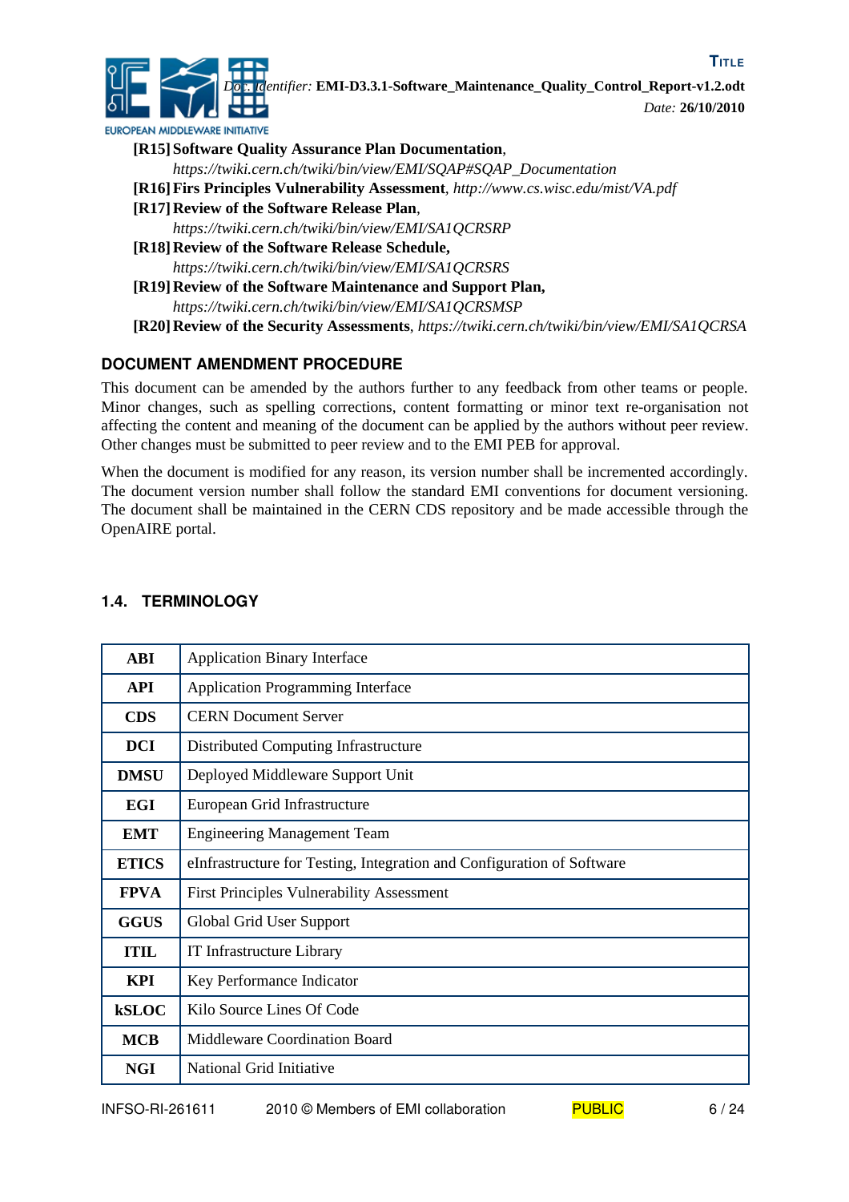[R15] **Software Quality Assurance Plan Documentation**, *https://twiki.cern.ch/twiki/bin/view/EMI/SQAP#SQAP_Documentation*

[R16] **Firs Principles Vulnerability Assessment**, *http://www.cs.wisc.edu/mist/VA.pdf*

[R17] **Review of the Software Release Plan**, *https://twiki.cern.ch/twiki/bin/view/EMI/SA1QCRSRP*

[R18] **Review of the Software Release Schedule,** *https://twiki.cern.ch/twiki/bin/view/EMI/SA1QCRSRS*

[R19] **Review of the Software Maintenance and Support Plan,** *https://twiki.cern.ch/twiki/bin/view/EMI/SA1QCRSMSP*

[R20] **Review of the Security Assessments**, *https://twiki.cern.ch/twiki/bin/view/EMI/SA1QCRSA*

### DOCUMENT AMENDMENT PROCEDURE

This document can be amended by the authors further to any feedback from other teams or people. Minor changes, such as spelling corrections, content formatting or minor text re-organisation not affecting the content and meaning of the document can be applied by the authors without peer review. Other changes must be submitted to peer review and to the EMI PEB for approval.

When the document is modified for any reason, its version number shall be incremented accordingly. The document version number shall follow the standard EMI conventions for document versioning. The document shall be maintained in the CERN CDS repository and be made accessible through the OpenAIRE portal.

## 1.4. TERMINOLOGY

| | |
|---|---|
| **ABI** | Application Binary Interface |
| **API** | Application Programming Interface |
| **CDS** | CERN Document Server |
| **DCI** | Distributed Computing Infrastructure |
| **DMSU** | Deployed Middleware Support Unit |
| **EGI** | European Grid Infrastructure |
| **EMT** | Engineering Management Team |
| **ETICS** | eInfrastructure for Testing, Integration and Configuration of Software |
| **FPVA** | First Principles Vulnerability Assessment |
| **GGUS** | Global Grid User Support |
| **ITIL** | IT Infrastructure Library |
| **KPI** | Key Performance Indicator |
| **kSLOC** | Kilo Source Lines Of Code |
| **MCB** | Middleware Coordination Board |
| **NGI** | National Grid Initiative |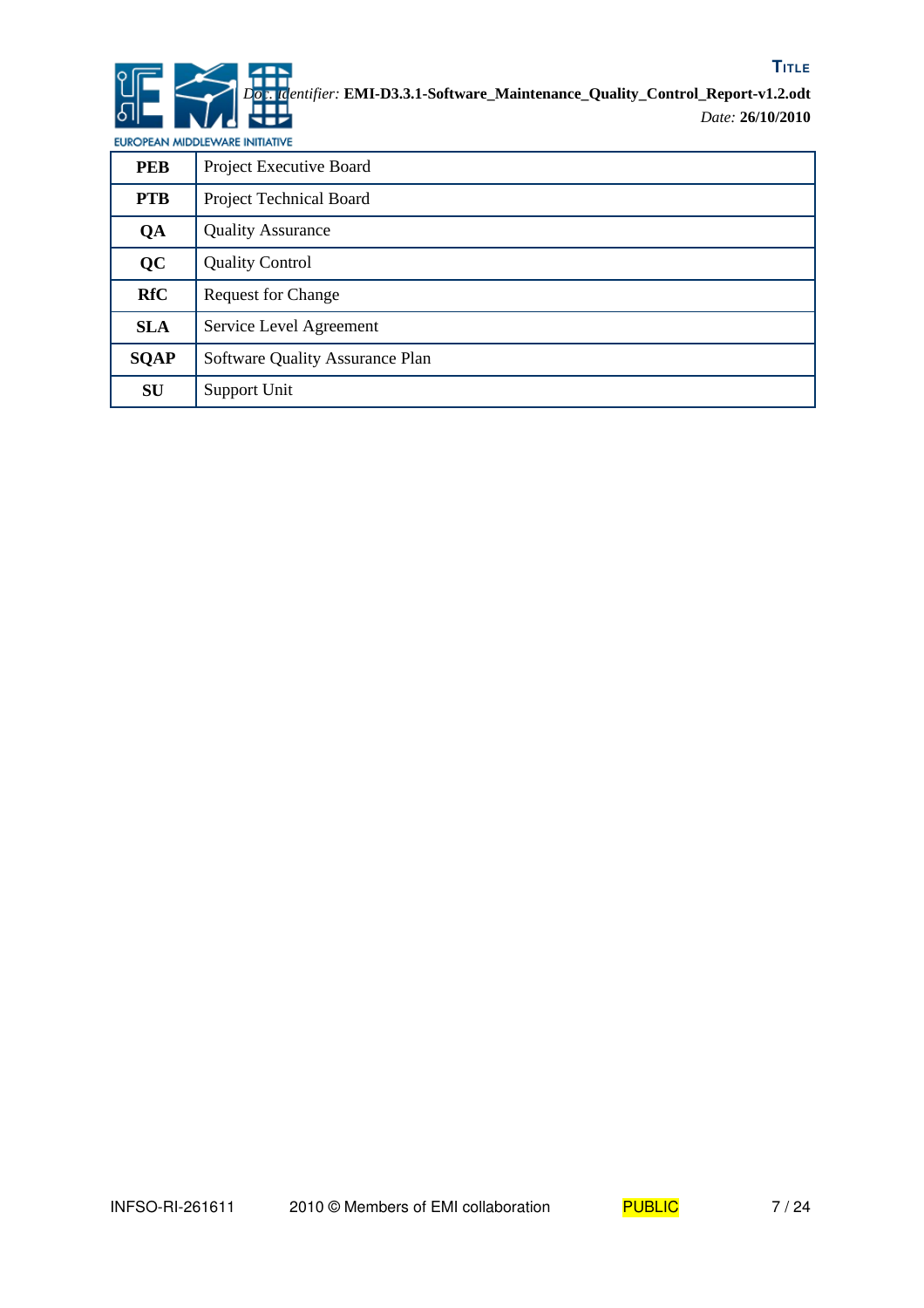| | |
|---|---|
| **PEB** | Project Executive Board |
| **PTB** | Project Technical Board |
| **QA** | Quality Assurance |
| **QC** | Quality Control |
| **RfC** | Request for Change |
| **SLA** | Service Level Agreement |
| **SQAP** | Software Quality Assurance Plan |
| **SU** | Support Unit |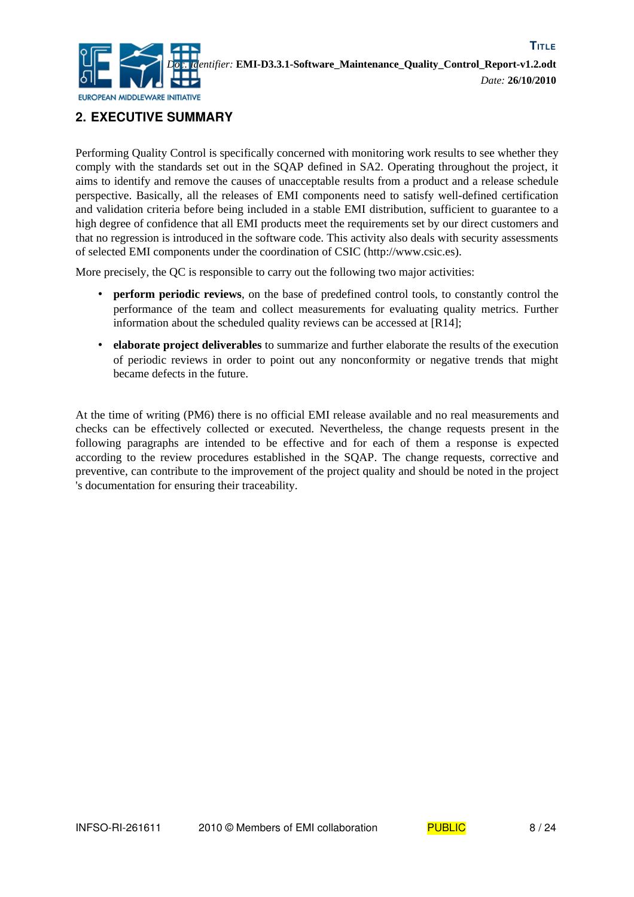## 2. EXECUTIVE SUMMARY

Performing Quality Control is specifically concerned with monitoring work results to see whether they comply with the standards set out in the SQAP defined in SA2. Operating throughout the project, it aims to identify and remove the causes of unacceptable results from a product and a release schedule perspective. Basically, all the releases of EMI components need to satisfy well-defined certification and validation criteria before being included in a stable EMI distribution, sufficient to guarantee to a high degree of confidence that all EMI products meet the requirements set by our direct customers and that no regression is introduced in the software code. This activity also deals with security assessments of selected EMI components under the coordination of CSIC (http://www.csic.es).

More precisely, the QC is responsible to carry out the following two major activities:

- **perform periodic reviews**, on the base of predefined control tools, to constantly control the performance of the team and collect measurements for evaluating quality metrics. Further information about the scheduled quality reviews can be accessed at [R14];
- **elaborate project deliverables** to summarize and further elaborate the results of the execution of periodic reviews in order to point out any nonconformity or negative trends that might became defects in the future.

At the time of writing (PM6) there is no official EMI release available and no real measurements and checks can be effectively collected or executed. Nevertheless, the change requests present in the following paragraphs are intended to be effective and for each of them a response is expected according to the review procedures established in the SQAP. The change requests, corrective and preventive, can contribute to the improvement of the project quality and should be noted in the project 's documentation for ensuring their traceability.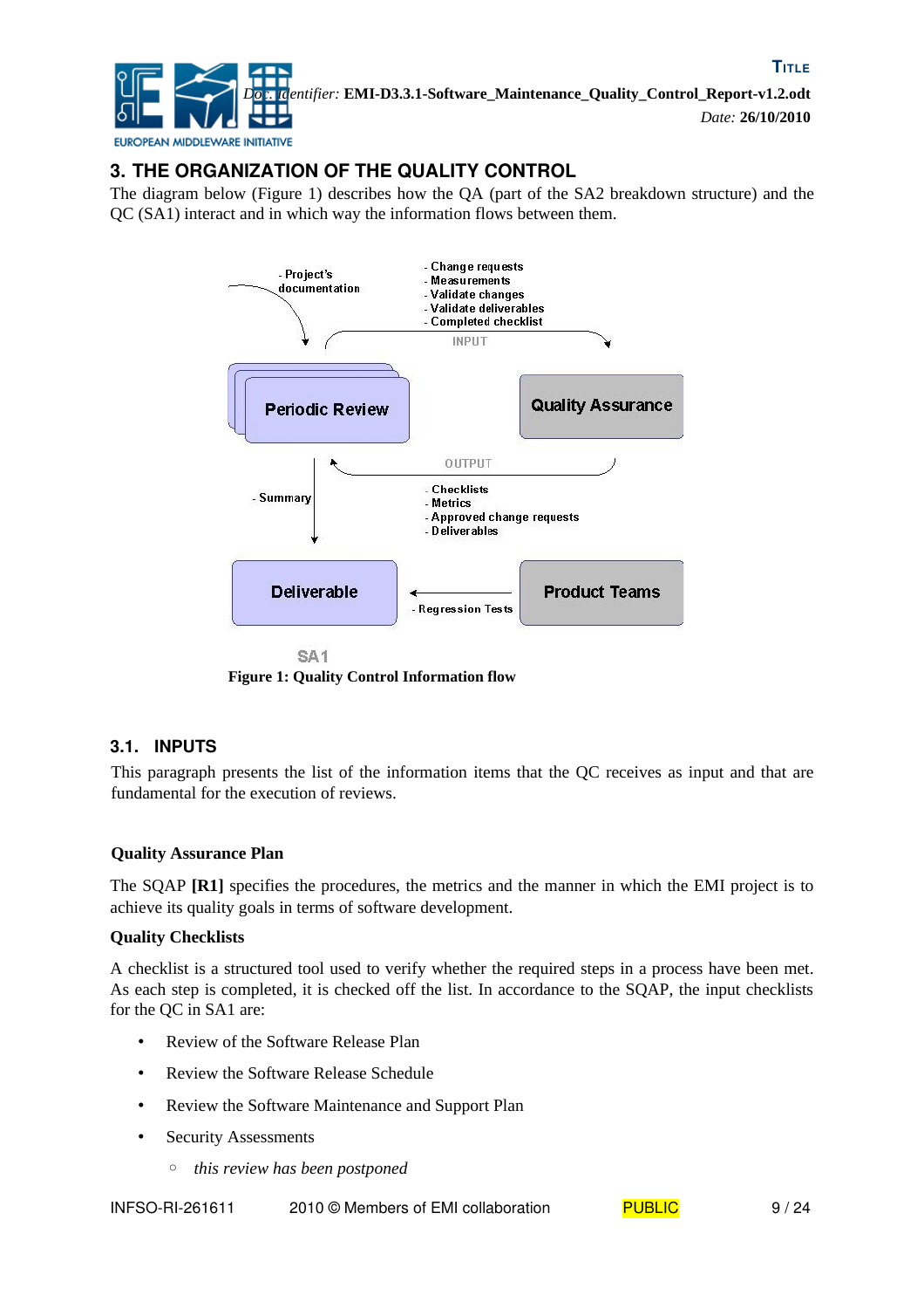# 3. THE ORGANIZATION OF THE QUALITY CONTROL

The diagram below (Figure 1) describes how the QA (part of the SA2 breakdown structure) and the QC (SA1) interact and in which way the information flows between them.

Figure 1: Quality Control Information flow

## 3.1. INPUTS

This paragraph presents the list of the information items that the QC receives as input and that are fundamental for the execution of reviews.

**Quality Assurance Plan**

The SQAP **[R1]** specifies the procedures, the metrics and the manner in which the EMI project is to achieve its quality goals in terms of software development.

**Quality Checklists**

A checklist is a structured tool used to verify whether the required steps in a process have been met. As each step is completed, it is checked off the list. In accordance to the SQAP, the input checklists for the QC in SA1 are:

- Review of the Software Release Plan
- Review the Software Release Schedule
- Review the Software Maintenance and Support Plan
- Security Assessments
  - *this review has been postponed*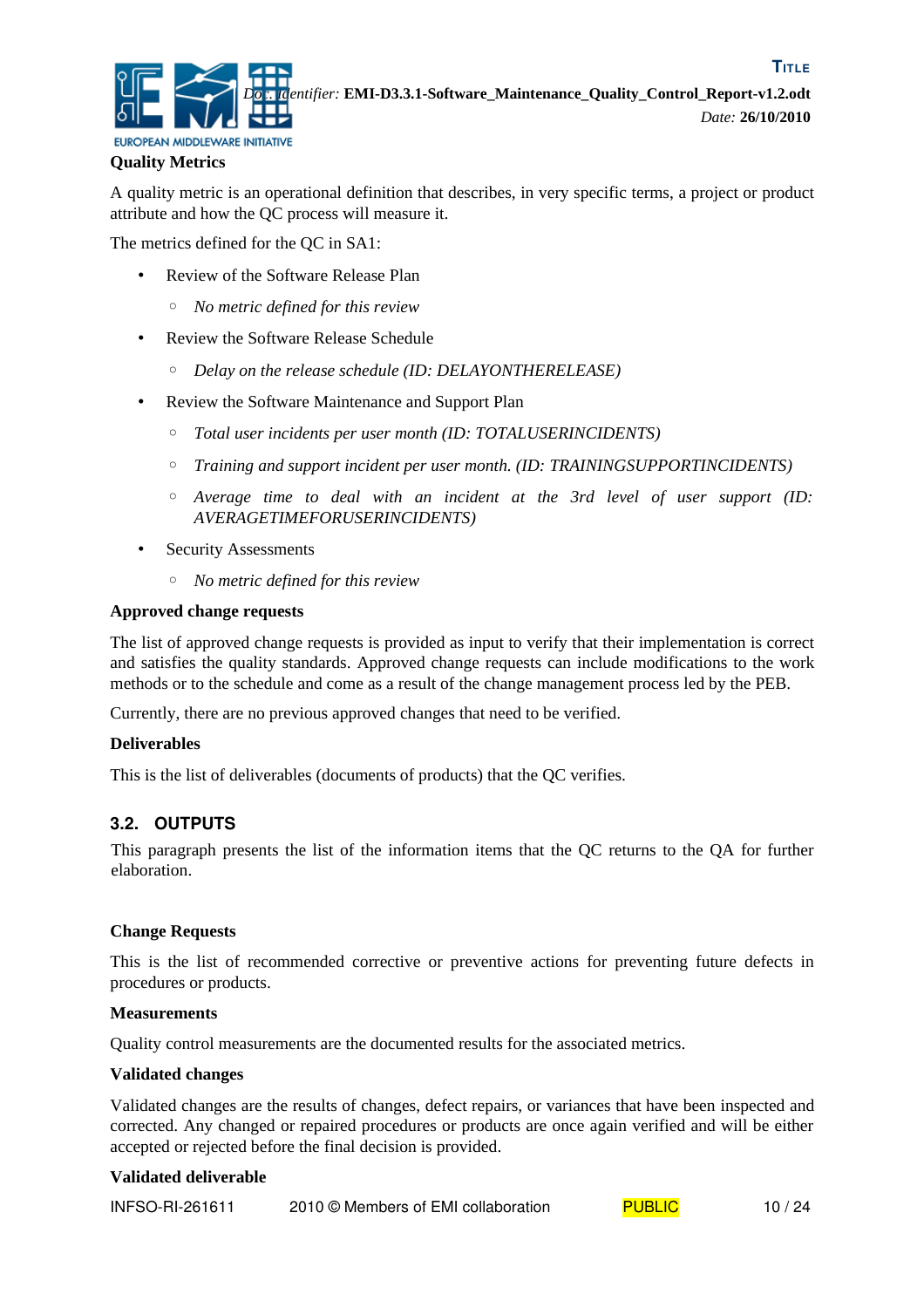**Quality Metrics**

A quality metric is an operational definition that describes, in very specific terms, a project or product attribute and how the QC process will measure it.

The metrics defined for the QC in SA1:

- Review of the Software Release Plan
  - *No metric defined for this review*
- Review the Software Release Schedule
  - *Delay on the release schedule (ID: DELAYONTHERELEASE)*
- Review the Software Maintenance and Support Plan
  - *Total user incidents per user month (ID: TOTALUSERINCIDENTS)*
  - *Training and support incident per user month. (ID: TRAININGSUPPORTINCIDENTS)*
  - *Average time to deal with an incident at the 3rd level of user support (ID: AVERAGETIMEFORUSERINCIDENTS)*
- Security Assessments
  - *No metric defined for this review*

**Approved change requests**

The list of approved change requests is provided as input to verify that their implementation is correct and satisfies the quality standards. Approved change requests can include modifications to the work methods or to the schedule and come as a result of the change management process led by the PEB.

Currently, there are no previous approved changes that need to be verified.

**Deliverables**

This is the list of deliverables (documents of products) that the QC verifies.

## 3.2. OUTPUTS

This paragraph presents the list of the information items that the QC returns to the QA for further elaboration.

**Change Requests**

This is the list of recommended corrective or preventive actions for preventing future defects in procedures or products.

**Measurements**

Quality control measurements are the documented results for the associated metrics.

**Validated changes**

Validated changes are the results of changes, defect repairs, or variances that have been inspected and corrected. Any changed or repaired procedures or products are once again verified and will be either accepted or rejected before the final decision is provided.

**Validated deliverable**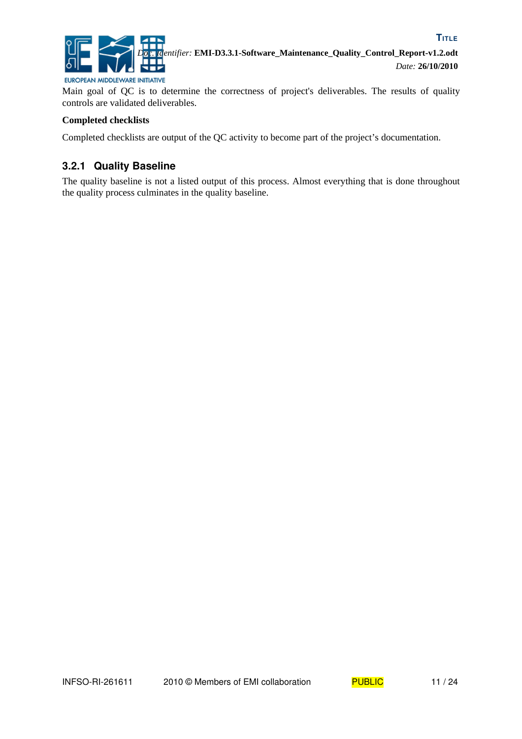Main goal of QC is to determine the correctness of project's deliverables. The results of quality controls are validated deliverables.

**Completed checklists**

Completed checklists are output of the QC activity to become part of the project's documentation.

### 3.2.1 Quality Baseline

The quality baseline is not a listed output of this process. Almost everything that is done throughout the quality process culminates in the quality baseline.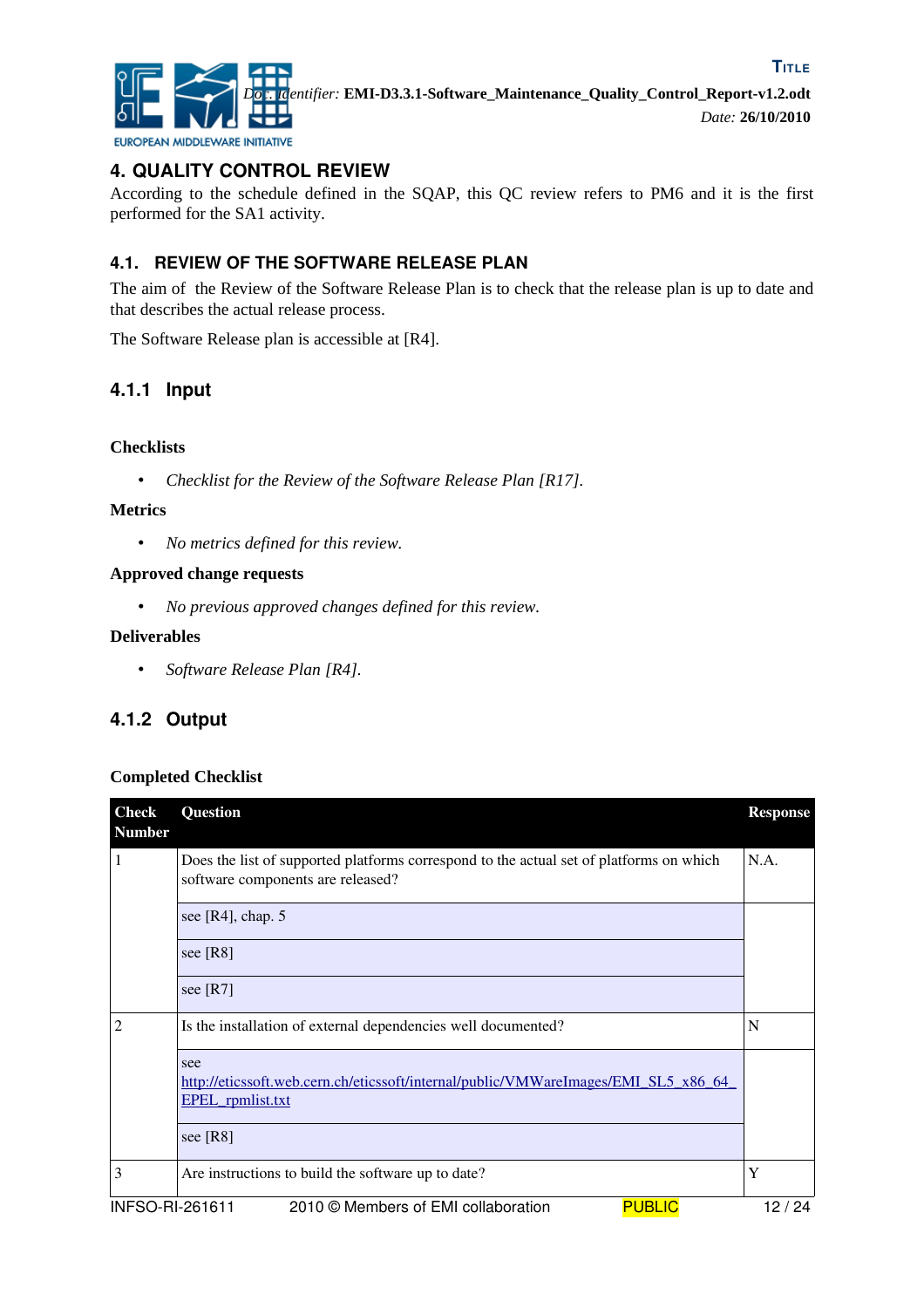# 4. QUALITY CONTROL REVIEW

According to the schedule defined in the SQAP, this QC review refers to PM6 and it is the first performed for the SA1 activity.

## 4.1. REVIEW OF THE SOFTWARE RELEASE PLAN

The aim of the Review of the Software Release Plan is to check that the release plan is up to date and that describes the actual release process.

The Software Release plan is accessible at [R4].

### 4.1.1 Input

**Checklists**

- *Checklist for the Review of the Software Release Plan [R17].*

**Metrics**

- *No metrics defined for this review.*

**Approved change requests**

- *No previous approved changes defined for this review.*

**Deliverables**

- *Software Release Plan [R4].*

### 4.1.2 Output

**Completed Checklist**

| Check Number | Question | Response |
|---|---|---|
| 1 | Does the list of supported platforms correspond to the actual set of platforms on which software components are released? | N.A. |
| | see [R4], chap. 5 | |
| | see [R8] | |
| | see [R7] | |
| 2 | Is the installation of external dependencies well documented? | N |
| | see http://eticssoft.web.cern.ch/eticssoft/internal/public/VMWareImages/EMI_SL5_x86_64_EPEL_rpmlist.txt | |
| | see [R8] | |
| 3 | Are instructions to build the software up to date? | Y |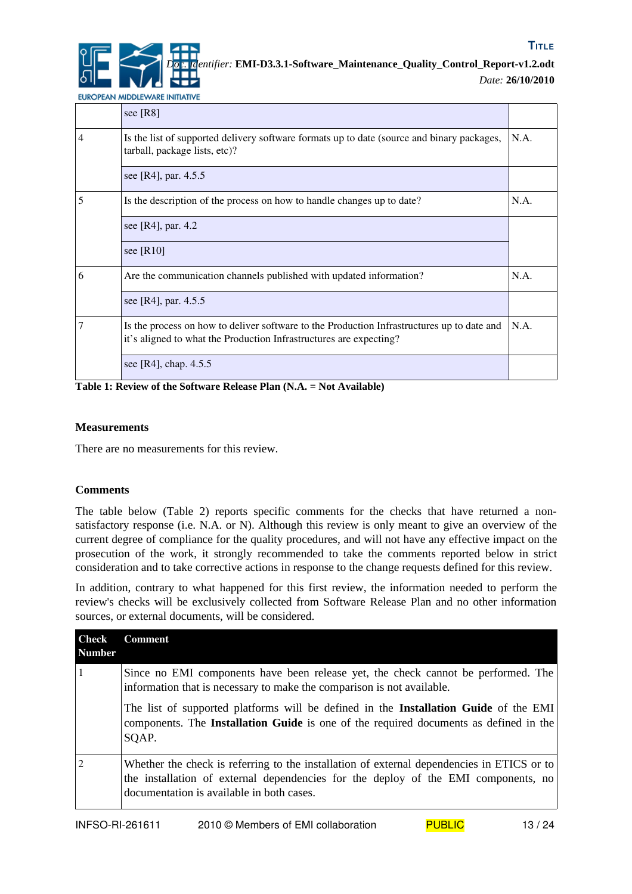| | | |
|---|---|---|
| | see [R8] | |
| 4 | Is the list of supported delivery software formats up to date (source and binary packages, tarball, package lists, etc)? | N.A. |
| | see [R4], par. 4.5.5 | |
| 5 | Is the description of the process on how to handle changes up to date? | N.A. |
| | see [R4], par. 4.2 | |
| | see [R10] | |
| 6 | Are the communication channels published with updated information? | N.A. |
| | see [R4], par. 4.5.5 | |
| 7 | Is the process on how to deliver software to the Production Infrastructures up to date and it's aligned to what the Production Infrastructures are expecting? | N.A. |
| | see [R4], chap. 4.5.5 | |

**Table 1: Review of the Software Release Plan (N.A. = Not Available)**

#### Measurements

There are no measurements for this review.

#### Comments

The table below (Table 2) reports specific comments for the checks that have returned a non-satisfactory response (i.e. N.A. or N). Although this review is only meant to give an overview of the current degree of compliance for the quality procedures, and will not have any effective impact on the prosecution of the work, it strongly recommended to take the comments reported below in strict consideration and to take corrective actions in response to the change requests defined for this review.

In addition, contrary to what happened for this first review, the information needed to perform the review's checks will be exclusively collected from Software Release Plan and no other information sources, or external documents, will be considered.

| Check Number | Comment |
|---|---|
| 1 | Since no EMI components have been release yet, the check cannot be performed. The information that is necessary to make the comparison is not available.<br><br>The list of supported platforms will be defined in the **Installation Guide** of the EMI components. The **Installation Guide** is one of the required documents as defined in the SQAP. |
| 2 | Whether the check is referring to the installation of external dependencies in ETICS or to the installation of external dependencies for the deploy of the EMI components, no documentation is available in both cases. |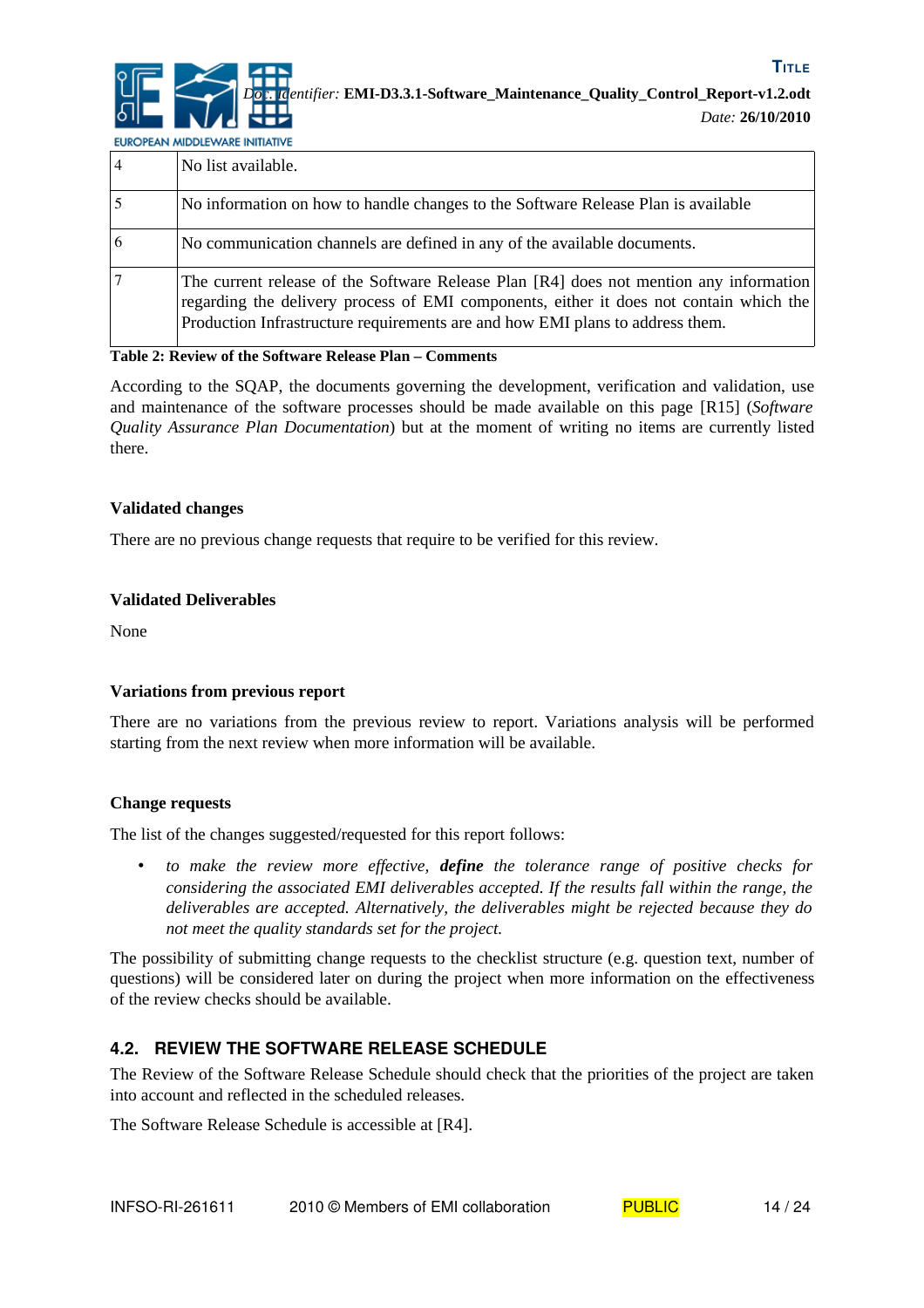| | |
|---|---|
| 4 | No list available. |
| 5 | No information on how to handle changes to the Software Release Plan is available |
| 6 | No communication channels are defined in any of the available documents. |
| 7 | The current release of the Software Release Plan [R4] does not mention any information regarding the delivery process of EMI components, either it does not contain which the Production Infrastructure requirements are and how EMI plans to address them. |

**Table 2: Review of the Software Release Plan – Comments**

According to the SQAP, the documents governing the development, verification and validation, use and maintenance of the software processes should be made available on this page [R15] (*Software Quality Assurance Plan Documentation*) but at the moment of writing no items are currently listed there.

**Validated changes**

There are no previous change requests that require to be verified for this review.

**Validated Deliverables**

None

**Variations from previous report**

There are no variations from the previous review to report. Variations analysis will be performed starting from the next review when more information will be available.

**Change requests**

The list of the changes suggested/requested for this report follows:

- *to make the review more effective, **define** the tolerance range of positive checks for considering the associated EMI deliverables accepted. If the results fall within the range, the deliverables are accepted. Alternatively, the deliverables might be rejected because they do not meet the quality standards set for the project.*

The possibility of submitting change requests to the checklist structure (e.g. question text, number of questions) will be considered later on during the project when more information on the effectiveness of the review checks should be available.

## 4.2. REVIEW THE SOFTWARE RELEASE SCHEDULE

The Review of the Software Release Schedule should check that the priorities of the project are taken into account and reflected in the scheduled releases.

The Software Release Schedule is accessible at [R4].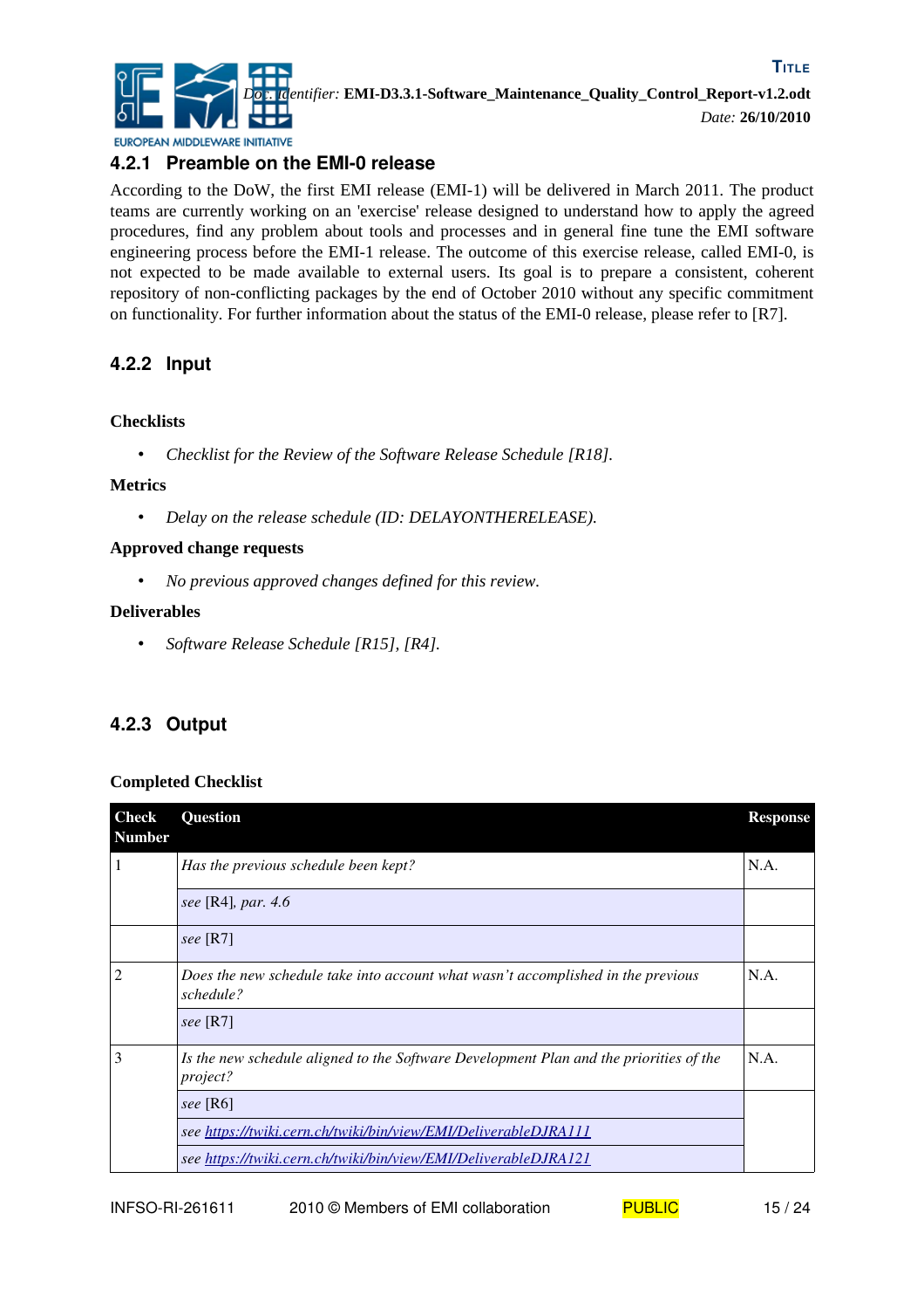### 4.2.1 Preamble on the EMI-0 release

According to the DoW, the first EMI release (EMI-1) will be delivered in March 2011. The product teams are currently working on an 'exercise' release designed to understand how to apply the agreed procedures, find any problem about tools and processes and in general fine tune the EMI software engineering process before the EMI-1 release. The outcome of this exercise release, called EMI-0, is not expected to be made available to external users. Its goal is to prepare a consistent, coherent repository of non-conflicting packages by the end of October 2010 without any specific commitment on functionality. For further information about the status of the EMI-0 release, please refer to [R7].

### 4.2.2 Input

**Checklists**

- *Checklist for the Review of the Software Release Schedule [R18].*

**Metrics**

- *Delay on the release schedule (ID: DELAYONTHERELEASE).*

**Approved change requests**

- *No previous approved changes defined for this review.*

**Deliverables**

- *Software Release Schedule [R15], [R4].*

### 4.2.3 Output

**Completed Checklist**

| Check Number | Question | Response |
|---|---|---|
| 1 | *Has the previous schedule been kept?* | N.A. |
| | *see* [R4]*, par. 4.6* | |
| | *see* [R7] | |
| 2 | *Does the new schedule take into account what wasn't accomplished in the previous schedule?* | N.A. |
| | *see* [R7] | |
| 3 | *Is the new schedule aligned to the Software Development Plan and the priorities of the project?* | N.A. |
| | *see* [R6] | |
| | *see https://twiki.cern.ch/twiki/bin/view/EMI/DeliverableDJRA111* | |
| | *see https://twiki.cern.ch/twiki/bin/view/EMI/DeliverableDJRA121* | |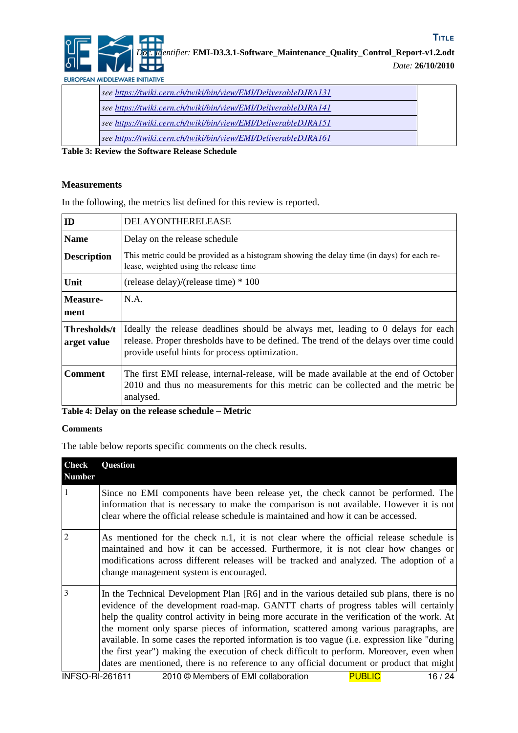| | | |
|---|---|---|
| | *see https://twiki.cern.ch/twiki/bin/view/EMI/DeliverableDJRA131* | |
| | *see https://twiki.cern.ch/twiki/bin/view/EMI/DeliverableDJRA141* | |
| | *see https://twiki.cern.ch/twiki/bin/view/EMI/DeliverableDJRA151* | |
| | *see https://twiki.cern.ch/twiki/bin/view/EMI/DeliverableDJRA161* | |

**Table 3: Review the Software Release Schedule**

**Measurements**

In the following, the metrics list defined for this review is reported.

| | |
|---|---|
| **ID** | DELAYONTHERELEASE |
| **Name** | Delay on the release schedule |
| **Description** | This metric could be provided as a histogram showing the delay time (in days) for each release, weighted using the release time |
| **Unit** | (release delay)/(release time) * 100 |
| **Measurement** | N.A. |
| **Thresholds/target value** | Ideally the release deadlines should be always met, leading to 0 delays for each release. Proper thresholds have to be defined. The trend of the delays over time could provide useful hints for process optimization. |
| **Comment** | The first EMI release, internal-release, will be made available at the end of October 2010 and thus no measurements for this metric can be collected and the metric be analysed. |

**Table 4: Delay on the release schedule – Metric**

**Comments**

The table below reports specific comments on the check results.

| Check Number | Question |
|---|---|
| 1 | Since no EMI components have been release yet, the check cannot be performed. The information that is necessary to make the comparison is not available. However it is not clear where the official release schedule is maintained and how it can be accessed. |
| 2 | As mentioned for the check n.1, it is not clear where the official release schedule is maintained and how it can be accessed. Furthermore, it is not clear how changes or modifications across different releases will be tracked and analyzed. The adoption of a change management system is encouraged. |
| 3 | In the Technical Development Plan [R6] and in the various detailed sub plans, there is no evidence of the development road-map. GANTT charts of progress tables will certainly help the quality control activity in being more accurate in the verification of the work. At the moment only sparse pieces of information, scattered among various paragraphs, are available. In some cases the reported information is too vague (i.e. expression like "during the first year") making the execution of check difficult to perform. Moreover, even when dates are mentioned, there is no reference to any official document or product that might |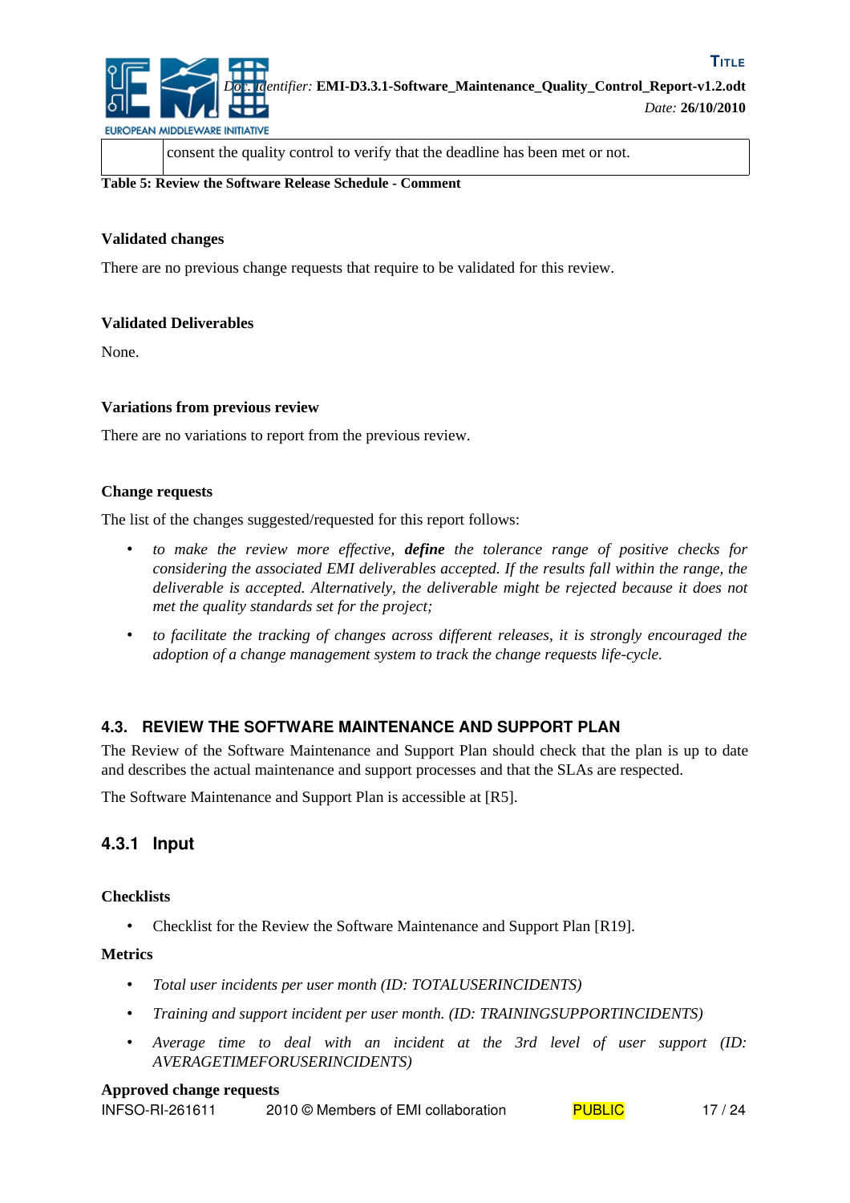| | |
|---|---|
| | consent the quality control to verify that the deadline has been met or not. |

**Table 5: Review the Software Release Schedule - Comment**

**Validated changes**

There are no previous change requests that require to be validated for this review.

**Validated Deliverables**

None.

**Variations from previous review**

There are no variations to report from the previous review.

**Change requests**

The list of the changes suggested/requested for this report follows:

- *to make the review more effective, **define** the tolerance range of positive checks for considering the associated EMI deliverables accepted. If the results fall within the range, the deliverable is accepted. Alternatively, the deliverable might be rejected because it does not met the quality standards set for the project;*
- *to facilitate the tracking of changes across different releases, it is strongly encouraged the adoption of a change management system to track the change requests life-cycle.*

## 4.3. REVIEW THE SOFTWARE MAINTENANCE AND SUPPORT PLAN

The Review of the Software Maintenance and Support Plan should check that the plan is up to date and describes the actual maintenance and support processes and that the SLAs are respected.

The Software Maintenance and Support Plan is accessible at [R5].

### 4.3.1 Input

**Checklists**

- Checklist for the Review the Software Maintenance and Support Plan [R19].

**Metrics**

- *Total user incidents per user month (ID: TOTALUSERINCIDENTS)*
- *Training and support incident per user month. (ID: TRAININGSUPPORTINCIDENTS)*
- *Average time to deal with an incident at the 3rd level of user support (ID: AVERAGETIMEFORUSERINCIDENTS)*

**Approved change requests**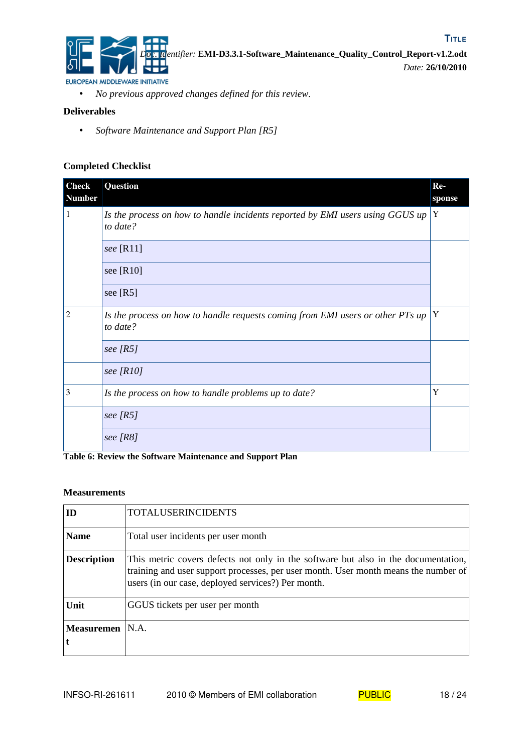- *No previous approved changes defined for this review.*

**Deliverables**

- *Software Maintenance and Support Plan [R5]*

**Completed Checklist**

| Check Number | Question | Re-sponse |
|---|---|---|
| 1 | *Is the process on how to handle incidents reported by EMI users using GGUS up to date?* | Y |
| | *see* [R11] | |
| | see [R10] | |
| | see [R5] | |
| 2 | *Is the process on how to handle requests coming from EMI users or other PTs up to date?* | Y |
| | *see [R5]* | |
| | *see [R10]* | |
| 3 | *Is the process on how to handle problems up to date?* | Y |
| | *see [R5]* | |
| | *see [R8]* | |

**Table 6: Review the Software Maintenance and Support Plan**

**Measurements**

| | |
|---|---|
| **ID** | TOTALUSERINCIDENTS |
| **Name** | Total user incidents per user month |
| **Description** | This metric covers defects not only in the software but also in the documentation, training and user support processes, per user month. User month means the number of users (in our case, deployed services?) Per month. |
| **Unit** | GGUS tickets per user per month |
| **Measurement** | N.A. |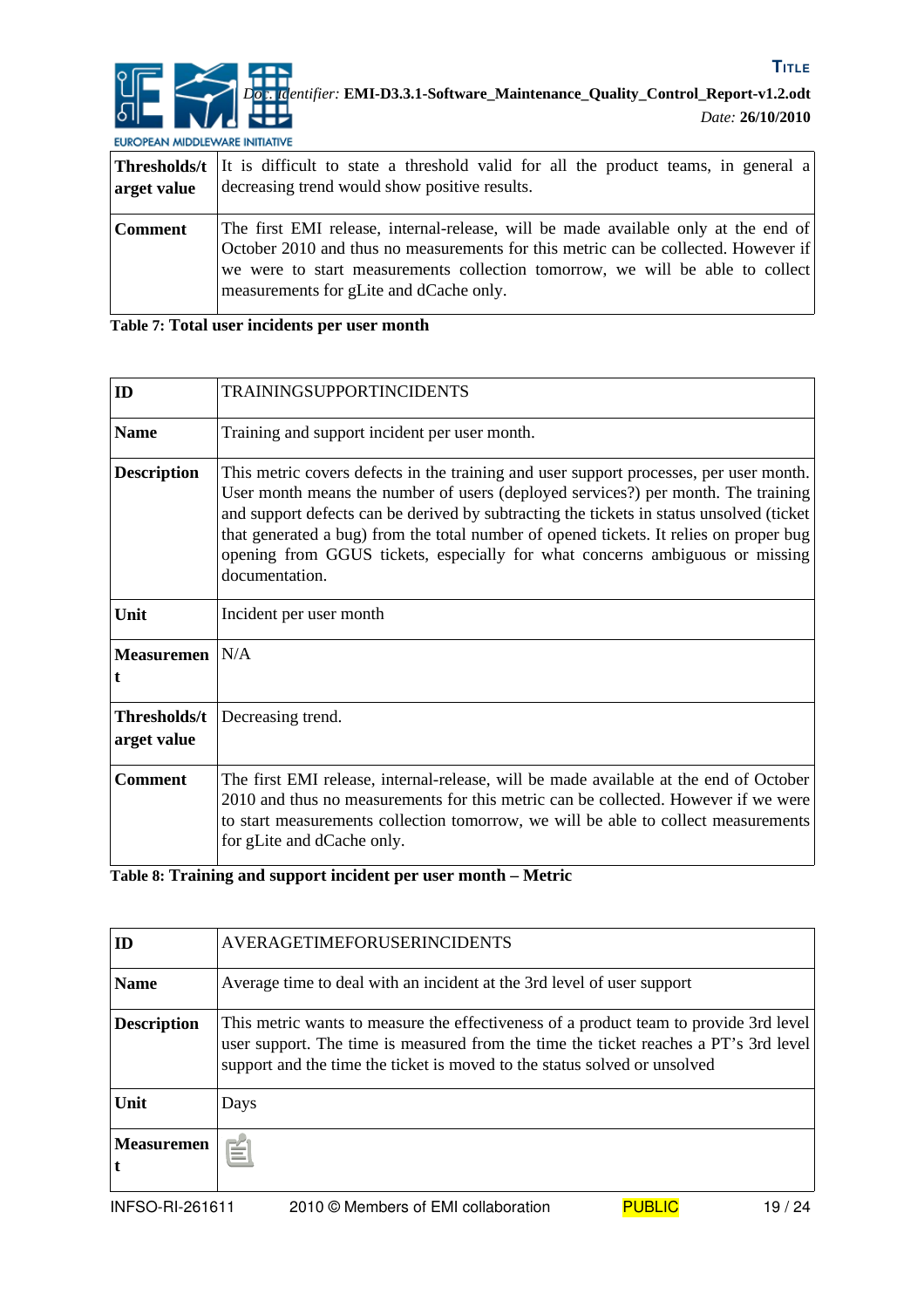| | |
|---|---|
| **Thresholds/target value** | It is difficult to state a threshold valid for all the product teams, in general a decreasing trend would show positive results. |
| **Comment** | The first EMI release, internal-release, will be made available only at the end of October 2010 and thus no measurements for this metric can be collected. However if we were to start measurements collection tomorrow, we will be able to collect measurements for gLite and dCache only. |

**Table 7: Total user incidents per user month**

| | |
|---|---|
| **ID** | TRAININGSUPPORTINCIDENTS |
| **Name** | Training and support incident per user month. |
| **Description** | This metric covers defects in the training and user support processes, per user month. User month means the number of users (deployed services?) per month. The training and support defects can be derived by subtracting the tickets in status unsolved (ticket that generated a bug) from the total number of opened tickets. It relies on proper bug opening from GGUS tickets, especially for what concerns ambiguous or missing documentation. |
| **Unit** | Incident per user month |
| **Measurement** | N/A |
| **Thresholds/target value** | Decreasing trend. |
| **Comment** | The first EMI release, internal-release, will be made available at the end of October 2010 and thus no measurements for this metric can be collected. However if we were to start measurements collection tomorrow, we will be able to collect measurements for gLite and dCache only. |

**Table 8: Training and support incident per user month – Metric**

| | |
|---|---|
| **ID** | AVERAGETIMEFORUSERINCIDENTS |
| **Name** | Average time to deal with an incident at the 3rd level of user support |
| **Description** | This metric wants to measure the effectiveness of a product team to provide 3rd level user support. The time is measured from the time the ticket reaches a PT's 3rd level support and the time the ticket is moved to the status solved or unsolved |
| **Unit** | Days |
| **Measurement** | |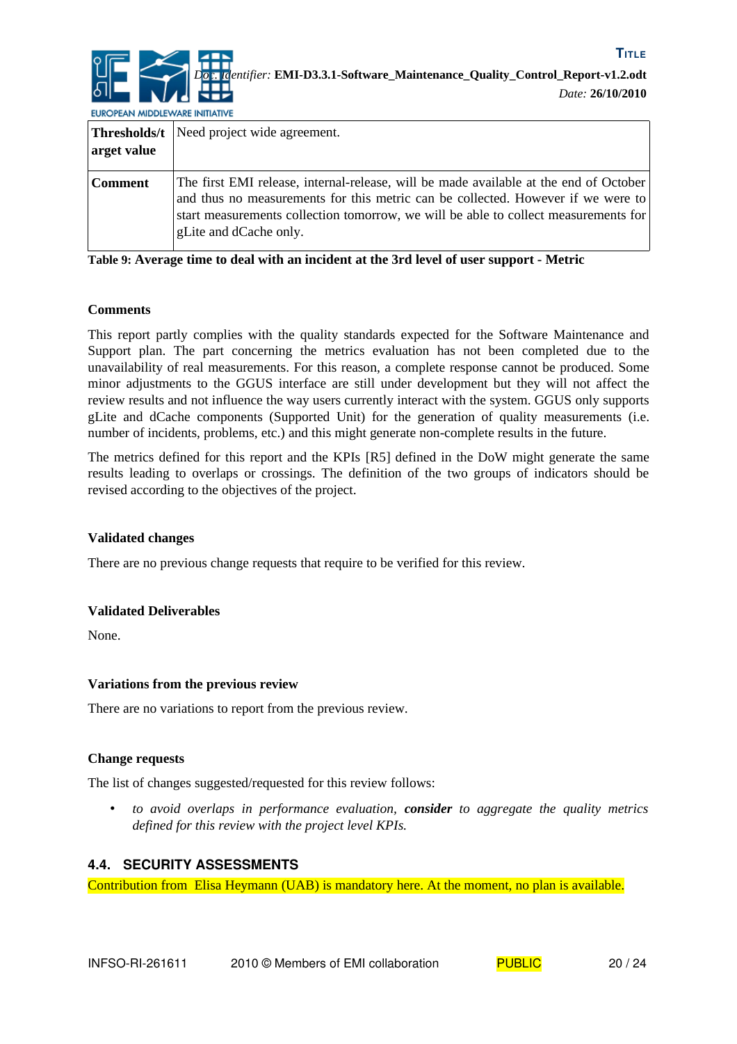| | |
|---|---|
| **Thresholds/target value** | Need project wide agreement. |
| **Comment** | The first EMI release, internal-release, will be made available at the end of October and thus no measurements for this metric can be collected. However if we were to start measurements collection tomorrow, we will be able to collect measurements for gLite and dCache only. |

**Table 9: Average time to deal with an incident at the 3rd level of user support - Metric**

**Comments**

This report partly complies with the quality standards expected for the Software Maintenance and Support plan. The part concerning the metrics evaluation has not been completed due to the unavailability of real measurements. For this reason, a complete response cannot be produced. Some minor adjustments to the GGUS interface are still under development but they will not affect the review results and not influence the way users currently interact with the system. GGUS only supports gLite and dCache components (Supported Unit) for the generation of quality measurements (i.e. number of incidents, problems, etc.) and this might generate non-complete results in the future.

The metrics defined for this report and the KPIs [R5] defined in the DoW might generate the same results leading to overlaps or crossings. The definition of the two groups of indicators should be revised according to the objectives of the project.

**Validated changes**

There are no previous change requests that require to be verified for this review.

**Validated Deliverables**

None.

**Variations from the previous review**

There are no variations to report from the previous review.

**Change requests**

The list of changes suggested/requested for this review follows:

- *to avoid overlaps in performance evaluation,* ***consider*** *to aggregate the quality metrics defined for this review with the project level KPIs.*

## 4.4. SECURITY ASSESSMENTS

Contribution from Elisa Heymann (UAB) is mandatory here. At the moment, no plan is available.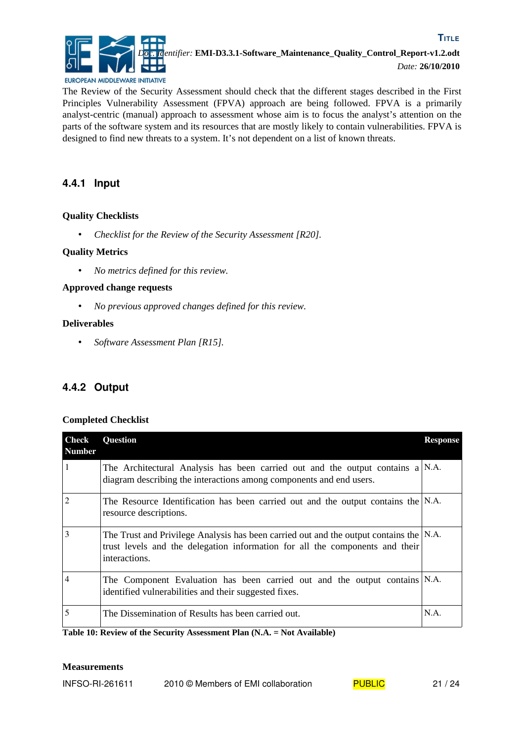The Review of the Security Assessment should check that the different stages described in the First Principles Vulnerability Assessment (FPVA) approach are being followed. FPVA is a primarily analyst-centric (manual) approach to assessment whose aim is to focus the analyst's attention on the parts of the software system and its resources that are mostly likely to contain vulnerabilities. FPVA is designed to find new threats to a system. It's not dependent on a list of known threats.

### 4.4.1 Input

**Quality Checklists**

- *Checklist for the Review of the Security Assessment [R20].*

**Quality Metrics**

- *No metrics defined for this review.*

**Approved change requests**

- *No previous approved changes defined for this review.*

**Deliverables**

- *Software Assessment Plan [R15].*

### 4.4.2 Output

**Completed Checklist**

| Check Number | Question | Response |
|---|---|---|
| 1 | The Architectural Analysis has been carried out and the output contains a diagram describing the interactions among components and end users. | N.A. |
| 2 | The Resource Identification has been carried out and the output contains the resource descriptions. | N.A. |
| 3 | The Trust and Privilege Analysis has been carried out and the output contains the trust levels and the delegation information for all the components and their interactions. | N.A. |
| 4 | The Component Evaluation has been carried out and the output contains identified vulnerabilities and their suggested fixes. | N.A. |
| 5 | The Dissemination of Results has been carried out. | N.A. |

**Table 10: Review of the Security Assessment Plan (N.A. = Not Available)**

**Measurements**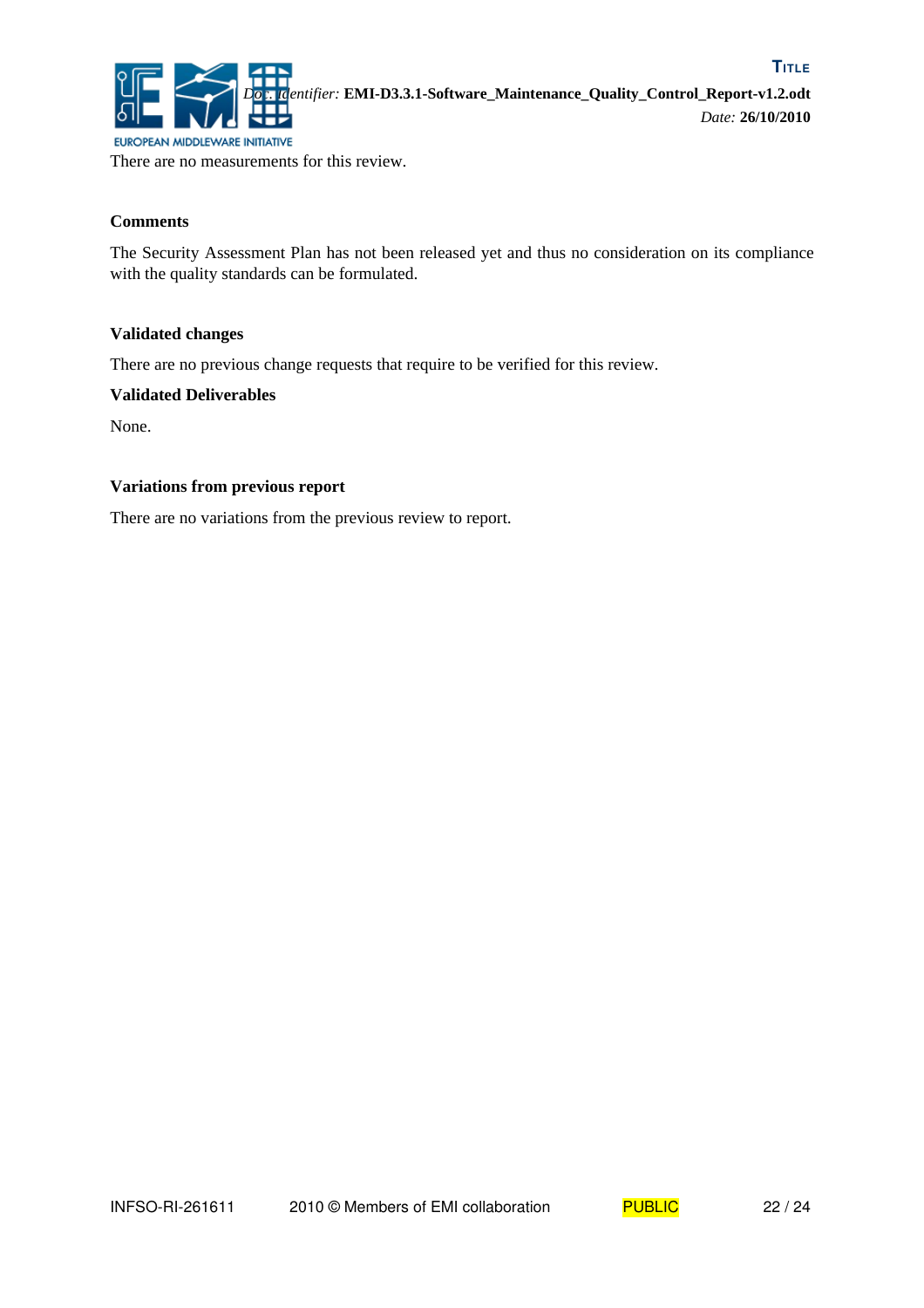There are no measurements for this review.

**Comments**

The Security Assessment Plan has not been released yet and thus no consideration on its compliance with the quality standards can be formulated.

**Validated changes**

There are no previous change requests that require to be verified for this review.

**Validated Deliverables**

None.

**Variations from previous report**

There are no variations from the previous review to report.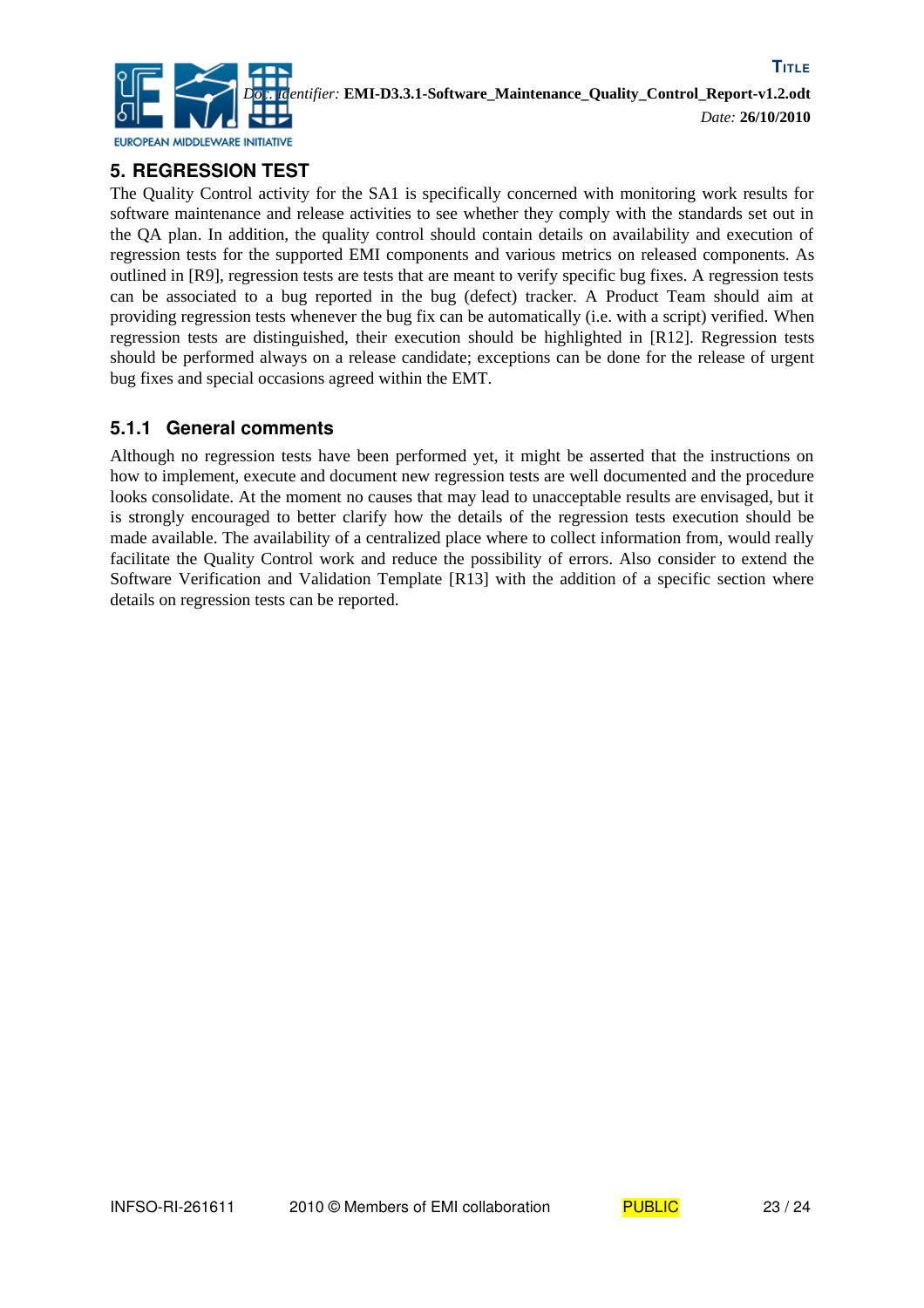# 5. REGRESSION TEST

The Quality Control activity for the SA1 is specifically concerned with monitoring work results for software maintenance and release activities to see whether they comply with the standards set out in the QA plan. In addition, the quality control should contain details on availability and execution of regression tests for the supported EMI components and various metrics on released components. As outlined in [R9], regression tests are tests that are meant to verify specific bug fixes. A regression tests can be associated to a bug reported in the bug (defect) tracker. A Product Team should aim at providing regression tests whenever the bug fix can be automatically (i.e. with a script) verified. When regression tests are distinguished, their execution should be highlighted in [R12]. Regression tests should be performed always on a release candidate; exceptions can be done for the release of urgent bug fixes and special occasions agreed within the EMT.

### 5.1.1 General comments

Although no regression tests have been performed yet, it might be asserted that the instructions on how to implement, execute and document new regression tests are well documented and the procedure looks consolidate. At the moment no causes that may lead to unacceptable results are envisaged, but it is strongly encouraged to better clarify how the details of the regression tests execution should be made available. The availability of a centralized place where to collect information from, would really facilitate the Quality Control work and reduce the possibility of errors. Also consider to extend the Software Verification and Validation Template [R13] with the addition of a specific section where details on regression tests can be reported.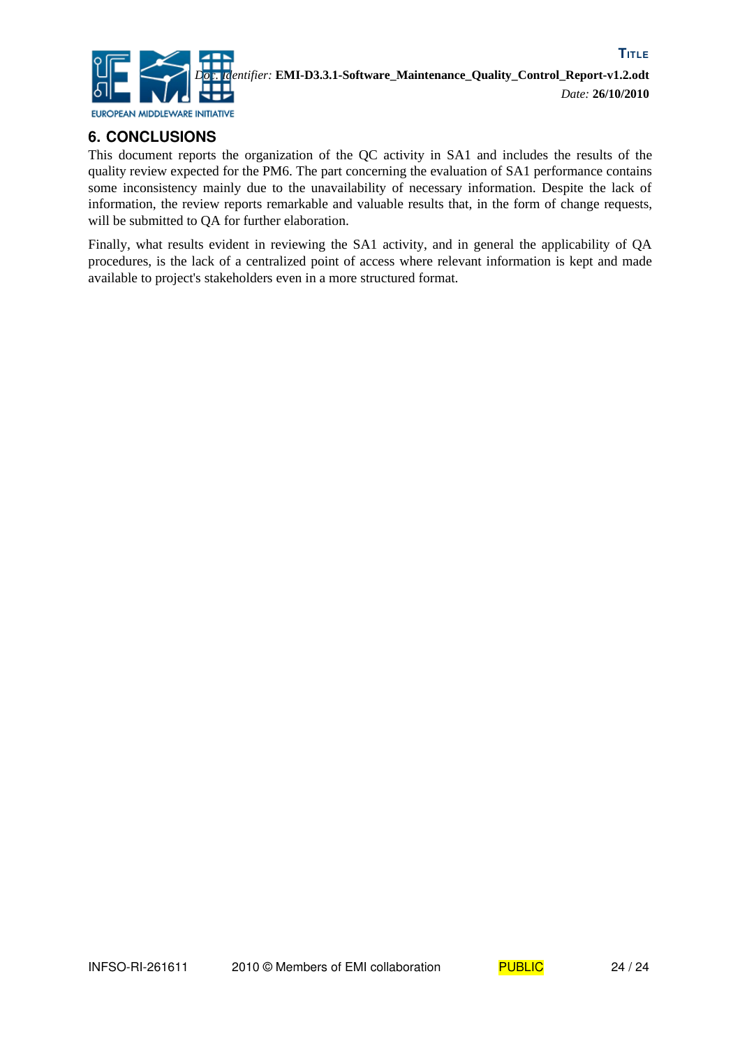# 6. CONCLUSIONS

This document reports the organization of the QC activity in SA1 and includes the results of the quality review expected for the PM6. The part concerning the evaluation of SA1 performance contains some inconsistency mainly due to the unavailability of necessary information. Despite the lack of information, the review reports remarkable and valuable results that, in the form of change requests, will be submitted to QA for further elaboration.

Finally, what results evident in reviewing the SA1 activity, and in general the applicability of QA procedures, is the lack of a centralized point of access where relevant information is kept and made available to project's stakeholders even in a more structured format.